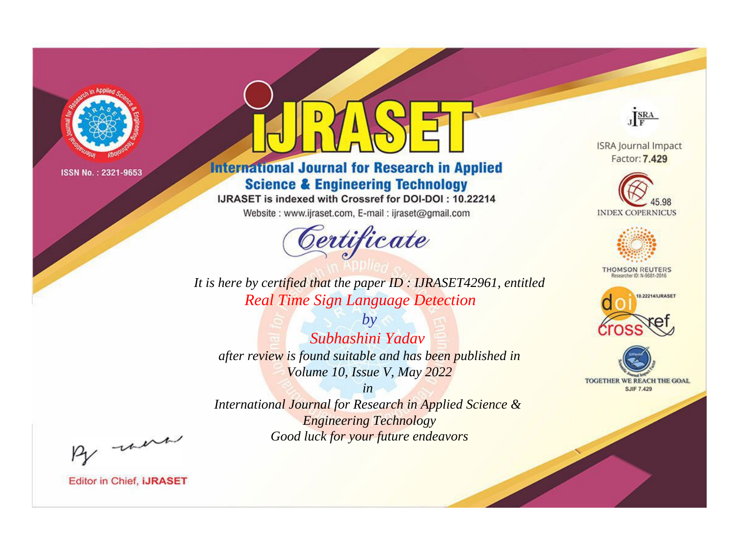ISSN No. : 2321-9653

# IJRASET

## International Journal for Research in Applied Science & Engineering Technology

IJRASET is indexed with Crossref for DOI-DOI : 10.22214

Website : www.ijraset.com, E-mail : ijraset@gmail.com

ISRA Journal Impact Factor: **7.429**

45.98 INDEX COPERNICUS

THOMSON REUTERS Researcher ID: N-9681-2016

10.22214/IJRASET

TOGETHER WE REACH THE GOAL SJIF 7.429

## *Certificate*

*It is here by certified that the paper ID : IJRASET42961, entitled*

*Real Time Sign Language Detection*

*by*

*Subhashini Yadav*

*after review is found suitable and has been published in*

*Volume 10, Issue V, May 2022*

*in*

*International Journal for Research in Applied Science & Engineering Technology*

*Good luck for your future endeavors*

Editor in Chief, **IJRASET**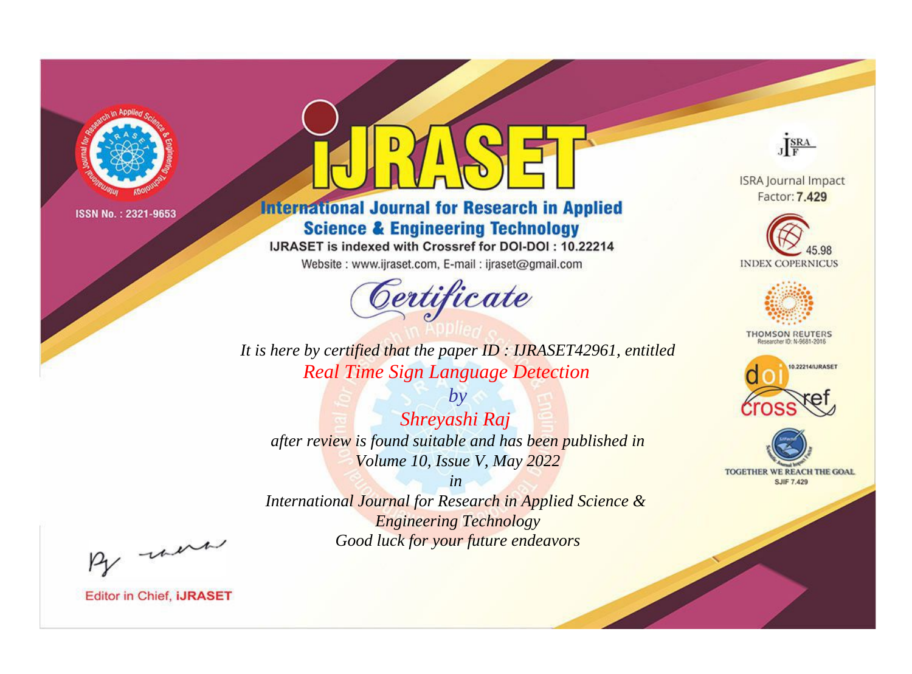ISSN No. : 2321-9653

# IJRASET

## International Journal for Research in Applied Science & Engineering Technology

IJRASET is indexed with Crossref for DOI-DOI : 10.22214

Website : www.ijraset.com, E-mail : ijraset@gmail.com

*Certificate*

*It is here by certified that the paper ID : IJRASET42961, entitled*

*Real Time Sign Language Detection*

*by*

*Shreyashi Raj*

*after review is found suitable and has been published in*

*Volume 10, Issue V, May 2022*

*in*

*International Journal for Research in Applied Science & Engineering Technology*

*Good luck for your future endeavors*

ISRA Journal Impact Factor: **7.429**

45.98 INDEX COPERNICUS

THOMSON REUTERS Researcher ID: N-9681-2016

10.22214/IJRASET

TOGETHER WE REACH THE GOAL SJIF 7.429

Editor in Chief, **iJRASET**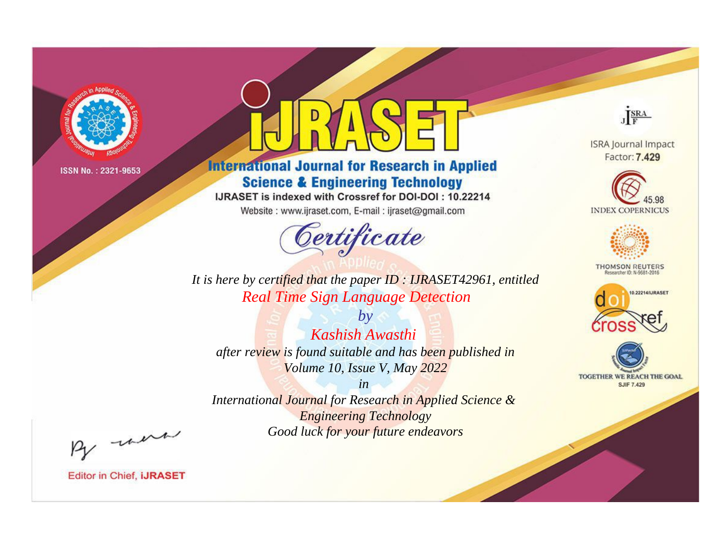ISSN No. : 2321-9653

# iJRASET

## International Journal for Research in Applied Science & Engineering Technology

IJRASET is indexed with Crossref for DOI-DOI : 10.22214

Website : www.ijraset.com, E-mail : ijraset@gmail.com

ISRA Journal Impact Factor: **7.429**

45.98 INDEX COPERNICUS

THOMSON REUTERS Researcher ID: N-9681-2016

10.22214/IJRASET

TOGETHER WE REACH THE GOAL SJIF 7.429

## Certificate

*It is here by certified that the paper ID : IJRASET42961, entitled*

*Real Time Sign Language Detection*

*by*

*Kashish Awasthi*

*after review is found suitable and has been published in*

*Volume 10, Issue V, May 2022*

*in*

*International Journal for Research in Applied Science & Engineering Technology*

*Good luck for your future endeavors*

Editor in Chief, **iJRASET**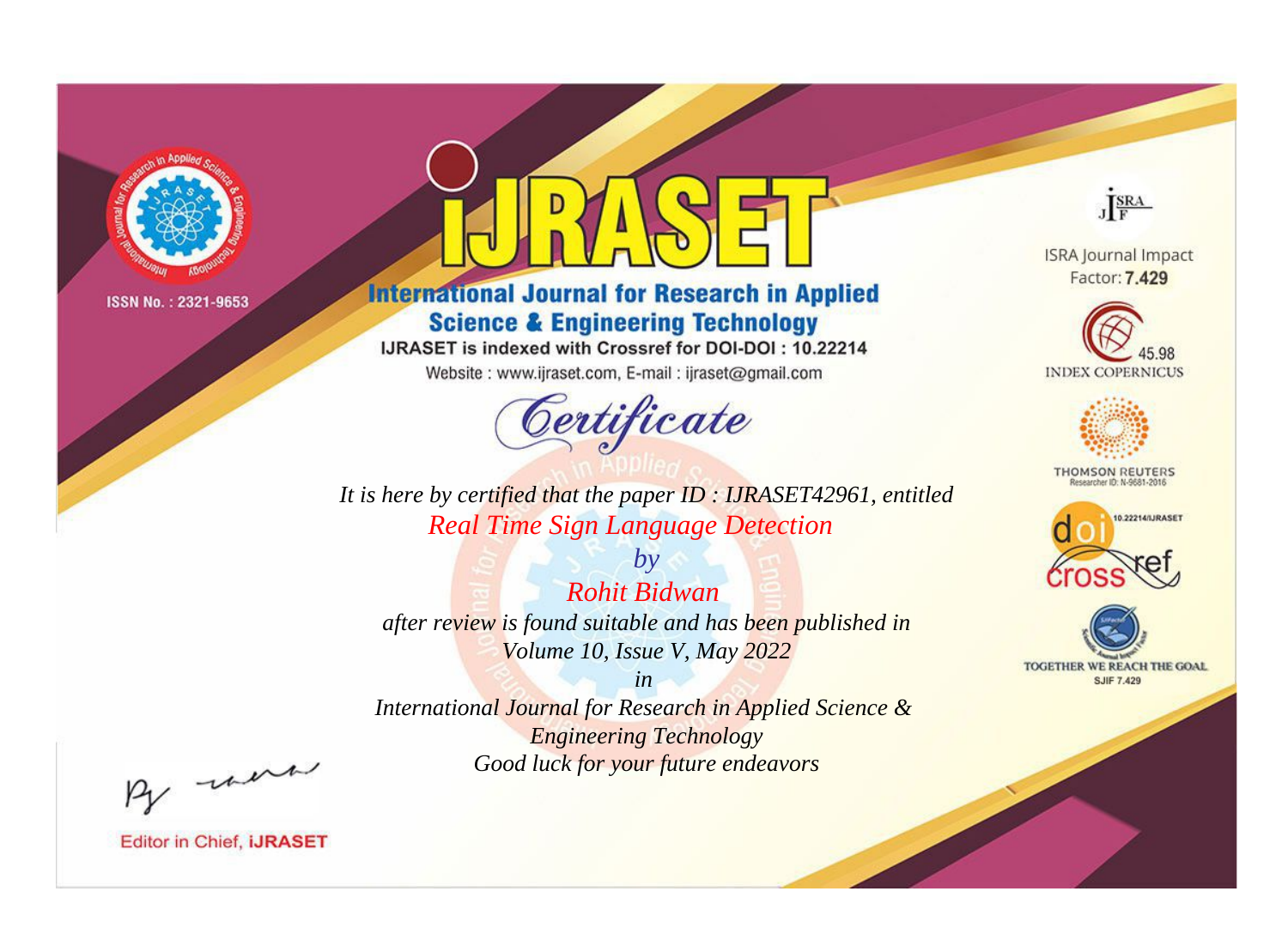ISSN No. : 2321-9653

# IJRASET

## International Journal for Research in Applied Science & Engineering Technology

IJRASET is indexed with Crossref for DOI-DOI : 10.22214

Website : www.ijraset.com, E-mail : ijraset@gmail.com

# Certificate

*It is here by certified that the paper ID : IJRASET42961, entitled*

*Real Time Sign Language Detection*

*by*

*Rohit Bidwan*

*after review is found suitable and has been published in*

*Volume 10, Issue V, May 2022*

*in*

*International Journal for Research in Applied Science & Engineering Technology*

*Good luck for your future endeavors*

ISRA Journal Impact Factor: **7.429**

45.98 INDEX COPERNICUS

THOMSON REUTERS Researcher ID: N-9681-2016

10.22214/IJRASET

TOGETHER WE REACH THE GOAL SJIF 7.429

Editor in Chief, **iJRASET**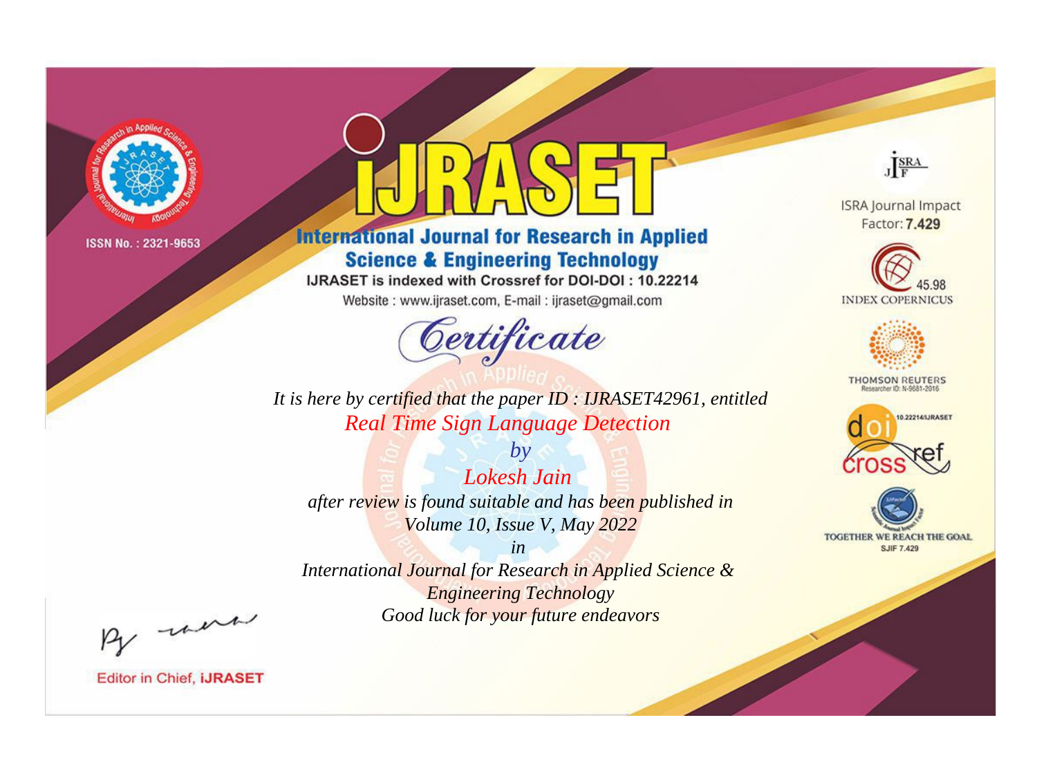ISSN No. : 2321-9653

# IJRASET

## International Journal for Research in Applied Science & Engineering Technology

IJRASET is indexed with Crossref for DOI-DOI : 10.22214

Website : www.ijraset.com, E-mail : ijraset@gmail.com

*Certificate*

*It is here by certified that the paper ID : IJRASET42961, entitled*

*Real Time Sign Language Detection*

*by*

*Lokesh Jain*

*after review is found suitable and has been published in*

*Volume 10, Issue V, May 2022*

*in*

*International Journal for Research in Applied Science & Engineering Technology*

*Good luck for your future endeavors*

ISRA Journal Impact Factor: **7.429**

45.98 INDEX COPERNICUS

THOMSON REUTERS Researcher ID: N-9681-2016

10.22214/IJRASET

TOGETHER WE REACH THE GOAL SJIF 7.429

Editor in Chief, **iJRASET**